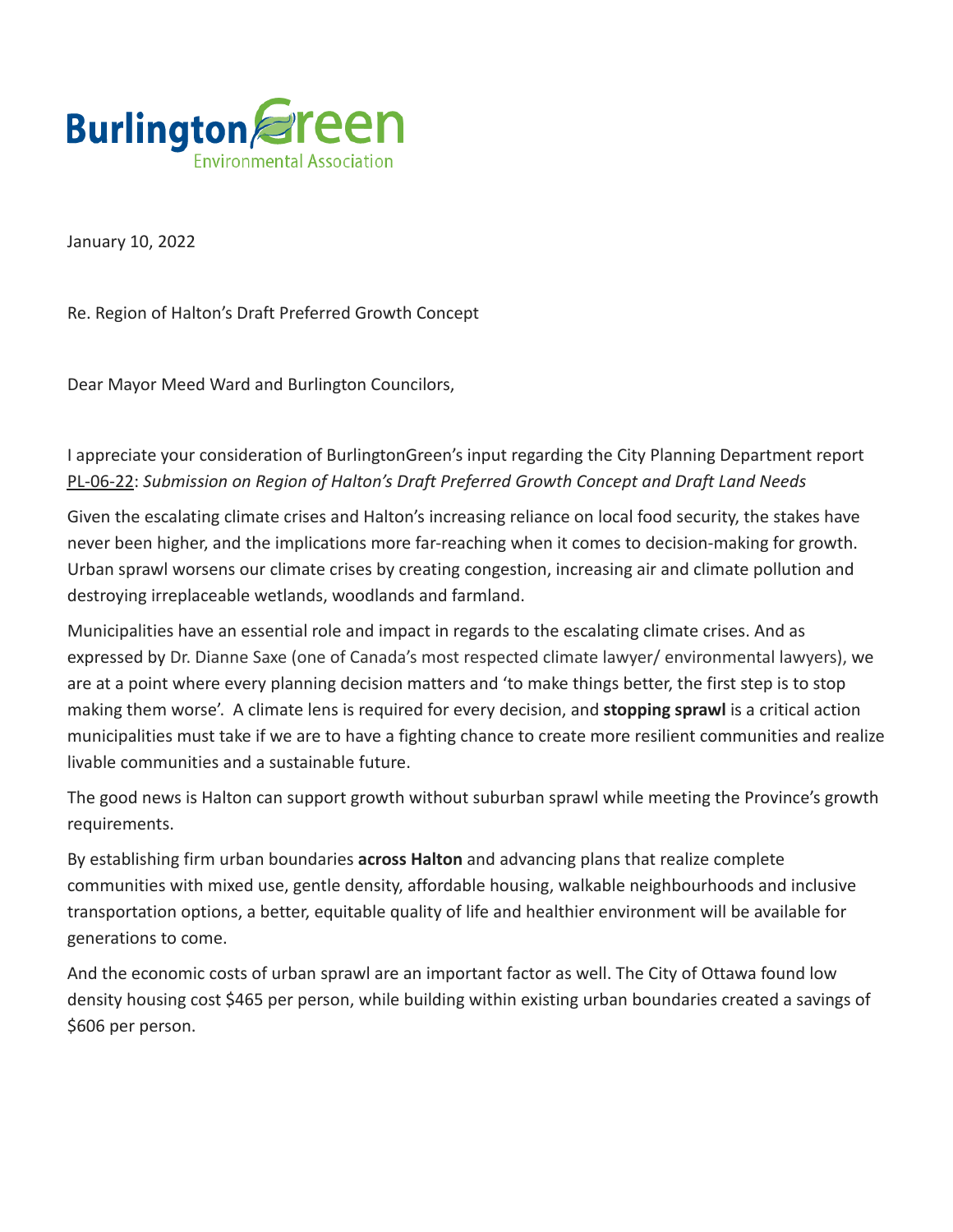BurlingtonGreen
Environmental Association

January 10, 2022

Re. Region of Halton's Draft Preferred Growth Concept

Dear Mayor Meed Ward and Burlington Councilors,

I appreciate your consideration of BurlingtonGreen's input regarding the City Planning Department report PL-06-22: *Submission on Region of Halton's Draft Preferred Growth Concept and Draft Land Needs*

Given the escalating climate crises and Halton's increasing reliance on local food security, the stakes have never been higher, and the implications more far-reaching when it comes to decision-making for growth. Urban sprawl worsens our climate crises by creating congestion, increasing air and climate pollution and destroying irreplaceable wetlands, woodlands and farmland.

Municipalities have an essential role and impact in regards to the escalating climate crises. And as expressed by Dr. Dianne Saxe (one of Canada's most respected climate lawyer/ environmental lawyers), we are at a point where every planning decision matters and 'to make things better, the first step is to stop making them worse'. A climate lens is required for every decision, and **stopping sprawl** is a critical action municipalities must take if we are to have a fighting chance to create more resilient communities and realize livable communities and a sustainable future.

The good news is Halton can support growth without suburban sprawl while meeting the Province's growth requirements.

By establishing firm urban boundaries **across Halton** and advancing plans that realize complete communities with mixed use, gentle density, affordable housing, walkable neighbourhoods and inclusive transportation options, a better, equitable quality of life and healthier environment will be available for generations to come.

And the economic costs of urban sprawl are an important factor as well. The City of Ottawa found low density housing cost $465 per person, while building within existing urban boundaries created a savings of $606 per person.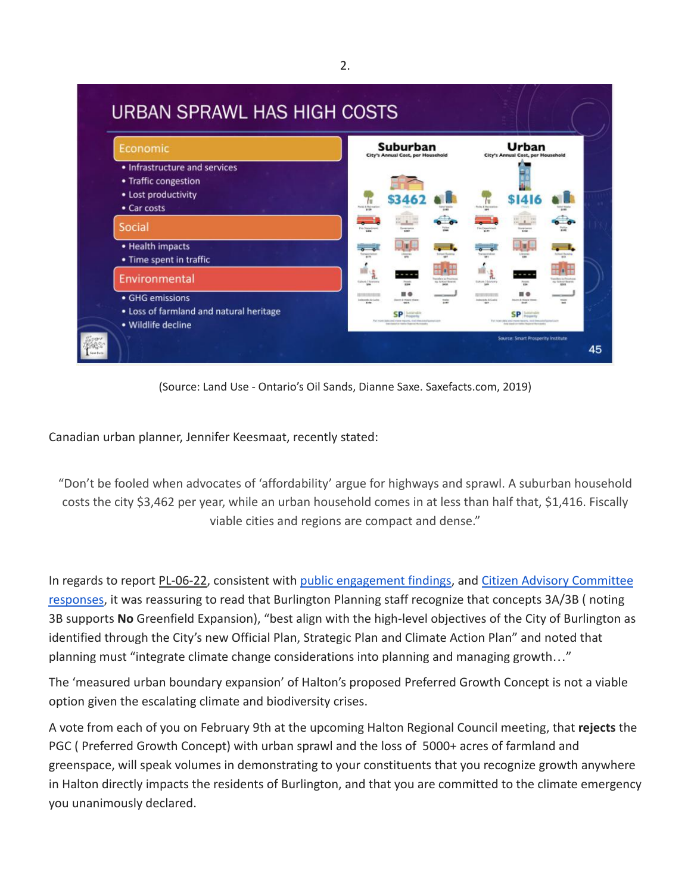**URBAN SPRAWL HAS HIGH COSTS**

**Economic**
- Infrastructure and services
- Traffic congestion
- Lost productivity
- Car costs

**Social**
- Health impacts
- Time spent in traffic

**Environmental**
- GHG emissions
- Loss of farmland and natural heritage
- Wildlife decline

| Suburban | Urban |
|---|---|
| City's Annual Cost, per Household | City's Annual Cost, per Household |
| $3462 | $1416 |

Source: Smart Prosperity Institute

(Source: Land Use - Ontario's Oil Sands, Dianne Saxe. Saxefacts.com, 2019)

Canadian urban planner, Jennifer Keesmaat, recently stated:

> "Don't be fooled when advocates of 'affordability' argue for highways and sprawl. A suburban household costs the city $3,462 per year, while an urban household comes in at less than half that, $1,416. Fiscally viable cities and regions are compact and dense."

In regards to report PL-06-22, consistent with public engagement findings, and Citizen Advisory Committee responses, it was reassuring to read that Burlington Planning staff recognize that concepts 3A/3B ( noting 3B supports **No** Greenfield Expansion), "best align with the high-level objectives of the City of Burlington as identified through the City's new Official Plan, Strategic Plan and Climate Action Plan" and noted that planning must "integrate climate change considerations into planning and managing growth…"

The 'measured urban boundary expansion' of Halton's proposed Preferred Growth Concept is not a viable option given the escalating climate and biodiversity crises.

A vote from each of you on February 9th at the upcoming Halton Regional Council meeting, that **rejects** the PGC ( Preferred Growth Concept) with urban sprawl and the loss of 5000+ acres of farmland and greenspace, will speak volumes in demonstrating to your constituents that you recognize growth anywhere in Halton directly impacts the residents of Burlington, and that you are committed to the climate emergency you unanimously declared.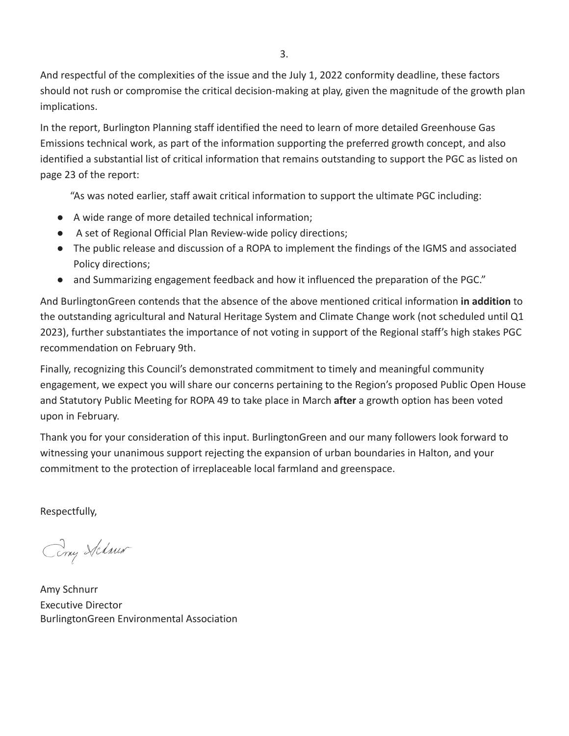And respectful of the complexities of the issue and the July 1, 2022 conformity deadline, these factors should not rush or compromise the critical decision-making at play, given the magnitude of the growth plan implications.

In the report, Burlington Planning staff identified the need to learn of more detailed Greenhouse Gas Emissions technical work, as part of the information supporting the preferred growth concept, and also identified a substantial list of critical information that remains outstanding to support the PGC as listed on page 23 of the report:

> "As was noted earlier, staff await critical information to support the ultimate PGC including:

- A wide range of more detailed technical information;
- A set of Regional Official Plan Review-wide policy directions;
- The public release and discussion of a ROPA to implement the findings of the IGMS and associated Policy directions;
- and Summarizing engagement feedback and how it influenced the preparation of the PGC."

And BurlingtonGreen contends that the absence of the above mentioned critical information **in addition** to the outstanding agricultural and Natural Heritage System and Climate Change work (not scheduled until Q1 2023), further substantiates the importance of not voting in support of the Regional staff's high stakes PGC recommendation on February 9th.

Finally, recognizing this Council's demonstrated commitment to timely and meaningful community engagement, we expect you will share our concerns pertaining to the Region's proposed Public Open House and Statutory Public Meeting for ROPA 49 to take place in March **after** a growth option has been voted upon in February.

Thank you for your consideration of this input. BurlingtonGreen and our many followers look forward to witnessing your unanimous support rejecting the expansion of urban boundaries in Halton, and your commitment to the protection of irreplaceable local farmland and greenspace.

Respectfully,

Amy Schnurr

Amy Schnurr
Executive Director
BurlingtonGreen Environmental Association